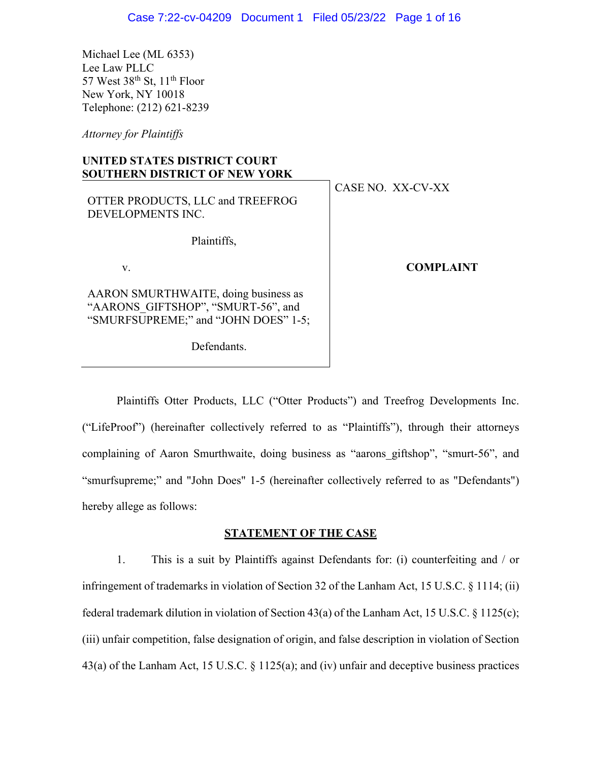Michael Lee (ML 6353)
Lee Law PLLC
57 West 38th St, 11th Floor
New York, NY 10018
Telephone: (212) 621-8239

*Attorney for Plaintiffs*

**UNITED STATES DISTRICT COURT**
**SOUTHERN DISTRICT OF NEW YORK**

| | |
|---|---|
| OTTER PRODUCTS, LLC and TREEFROG DEVELOPMENTS INC.<br><br>Plaintiffs,<br><br>v.<br><br>AARON SMURTHWAITE, doing business as "AARONS_GIFTSHOP", "SMURT-56", and "SMURFSUPREME;" and "JOHN DOES" 1-5;<br><br>Defendants. | CASE NO. XX-CV-XX<br><br>**COMPLAINT** |

Plaintiffs Otter Products, LLC ("Otter Products") and Treefrog Developments Inc. ("LifeProof") (hereinafter collectively referred to as "Plaintiffs"), through their attorneys complaining of Aaron Smurthwaite, doing business as "aarons_giftshop", "smurt-56", and "smurfsupreme;" and "John Does" 1-5 (hereinafter collectively referred to as "Defendants") hereby allege as follows:

## STATEMENT OF THE CASE

1. This is a suit by Plaintiffs against Defendants for: (i) counterfeiting and / or infringement of trademarks in violation of Section 32 of the Lanham Act, 15 U.S.C. § 1114; (ii) federal trademark dilution in violation of Section 43(a) of the Lanham Act, 15 U.S.C. § 1125(c); (iii) unfair competition, false designation of origin, and false description in violation of Section 43(a) of the Lanham Act, 15 U.S.C. § 1125(a); and (iv) unfair and deceptive business practices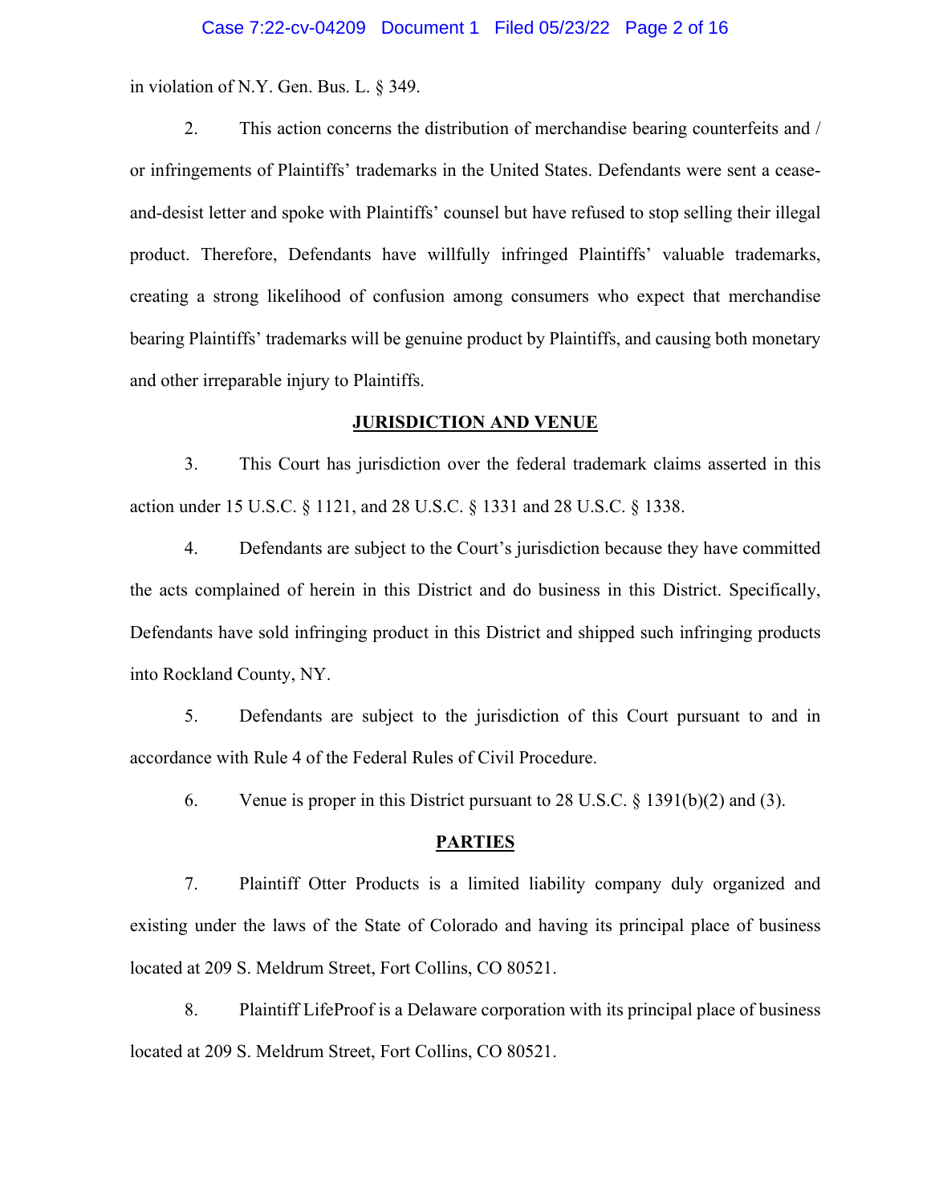in violation of N.Y. Gen. Bus. L. § 349.

2. This action concerns the distribution of merchandise bearing counterfeits and / or infringements of Plaintiffs' trademarks in the United States. Defendants were sent a cease-and-desist letter and spoke with Plaintiffs' counsel but have refused to stop selling their illegal product. Therefore, Defendants have willfully infringed Plaintiffs' valuable trademarks, creating a strong likelihood of confusion among consumers who expect that merchandise bearing Plaintiffs' trademarks will be genuine product by Plaintiffs, and causing both monetary and other irreparable injury to Plaintiffs.

## JURISDICTION AND VENUE

3. This Court has jurisdiction over the federal trademark claims asserted in this action under 15 U.S.C. § 1121, and 28 U.S.C. § 1331 and 28 U.S.C. § 1338.

4. Defendants are subject to the Court's jurisdiction because they have committed the acts complained of herein in this District and do business in this District. Specifically, Defendants have sold infringing product in this District and shipped such infringing products into Rockland County, NY.

5. Defendants are subject to the jurisdiction of this Court pursuant to and in accordance with Rule 4 of the Federal Rules of Civil Procedure.

6. Venue is proper in this District pursuant to 28 U.S.C. § 1391(b)(2) and (3).

## PARTIES

7. Plaintiff Otter Products is a limited liability company duly organized and existing under the laws of the State of Colorado and having its principal place of business located at 209 S. Meldrum Street, Fort Collins, CO 80521.

8. Plaintiff LifeProof is a Delaware corporation with its principal place of business located at 209 S. Meldrum Street, Fort Collins, CO 80521.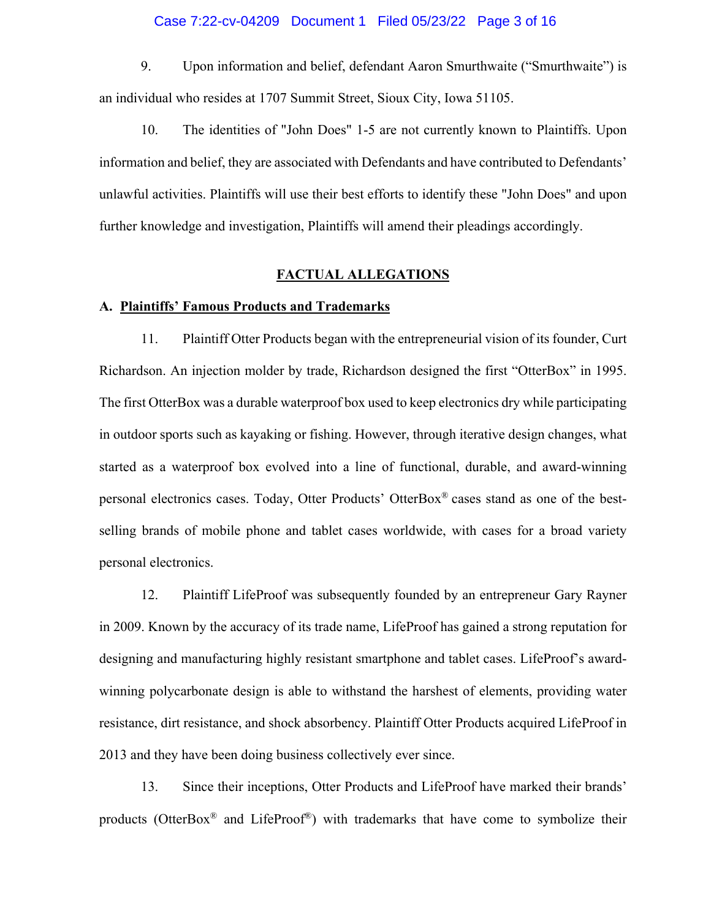9. Upon information and belief, defendant Aaron Smurthwaite ("Smurthwaite") is an individual who resides at 1707 Summit Street, Sioux City, Iowa 51105.

10. The identities of "John Does" 1-5 are not currently known to Plaintiffs. Upon information and belief, they are associated with Defendants and have contributed to Defendants' unlawful activities. Plaintiffs will use their best efforts to identify these "John Does" and upon further knowledge and investigation, Plaintiffs will amend their pleadings accordingly.

## FACTUAL ALLEGATIONS

### A. Plaintiffs' Famous Products and Trademarks

11. Plaintiff Otter Products began with the entrepreneurial vision of its founder, Curt Richardson. An injection molder by trade, Richardson designed the first "OtterBox" in 1995. The first OtterBox was a durable waterproof box used to keep electronics dry while participating in outdoor sports such as kayaking or fishing. However, through iterative design changes, what started as a waterproof box evolved into a line of functional, durable, and award-winning personal electronics cases. Today, Otter Products' OtterBox® cases stand as one of the best-selling brands of mobile phone and tablet cases worldwide, with cases for a broad variety personal electronics.

12. Plaintiff LifeProof was subsequently founded by an entrepreneur Gary Rayner in 2009. Known by the accuracy of its trade name, LifeProof has gained a strong reputation for designing and manufacturing highly resistant smartphone and tablet cases. LifeProof's award-winning polycarbonate design is able to withstand the harshest of elements, providing water resistance, dirt resistance, and shock absorbency. Plaintiff Otter Products acquired LifeProof in 2013 and they have been doing business collectively ever since.

13. Since their inceptions, Otter Products and LifeProof have marked their brands' products (OtterBox® and LifeProof®) with trademarks that have come to symbolize their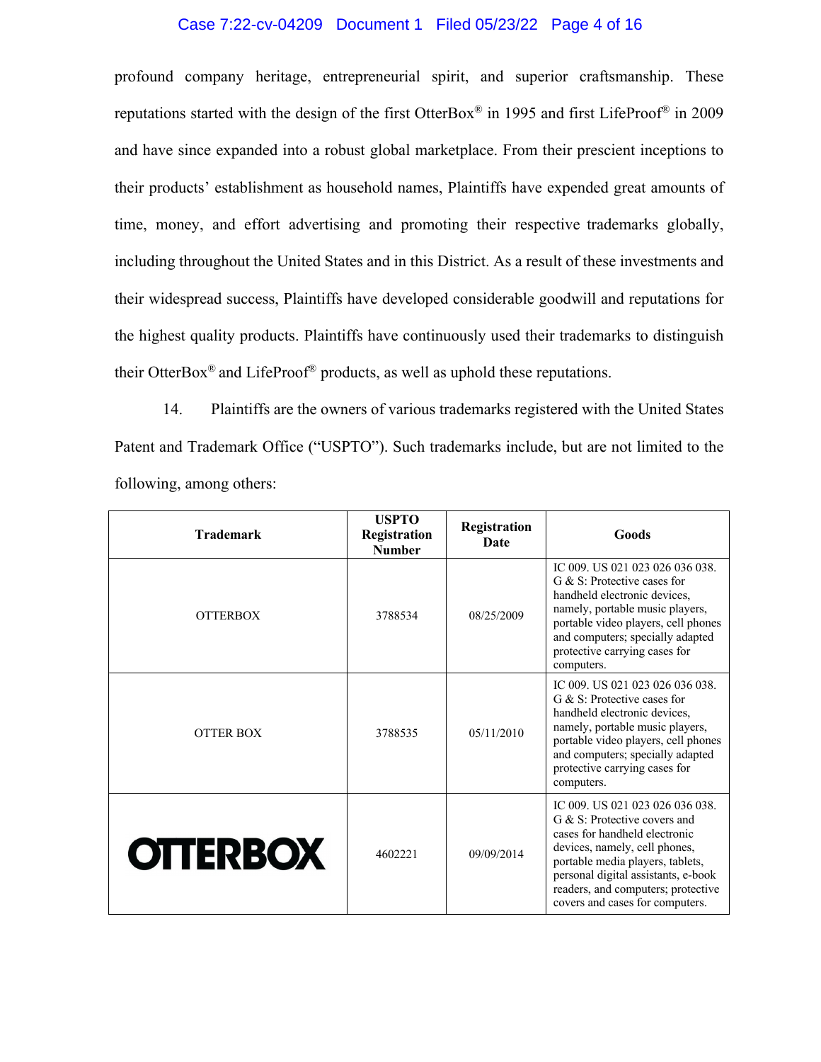profound company heritage, entrepreneurial spirit, and superior craftsmanship. These reputations started with the design of the first OtterBox® in 1995 and first LifeProof® in 2009 and have since expanded into a robust global marketplace. From their prescient inceptions to their products' establishment as household names, Plaintiffs have expended great amounts of time, money, and effort advertising and promoting their respective trademarks globally, including throughout the United States and in this District. As a result of these investments and their widespread success, Plaintiffs have developed considerable goodwill and reputations for the highest quality products. Plaintiffs have continuously used their trademarks to distinguish their OtterBox® and LifeProof® products, as well as uphold these reputations.

14. Plaintiffs are the owners of various trademarks registered with the United States Patent and Trademark Office ("USPTO"). Such trademarks include, but are not limited to the following, among others:

| Trademark | USPTO Registration Number | Registration Date | Goods |
|---|---|---|---|
| OTTERBOX | 3788534 | 08/25/2009 | IC 009. US 021 023 026 036 038. G & S: Protective cases for handheld electronic devices, namely, portable music players, portable video players, cell phones and computers; specially adapted protective carrying cases for computers. |
| OTTER BOX | 3788535 | 05/11/2010 | IC 009. US 021 023 026 036 038. G & S: Protective cases for handheld electronic devices, namely, portable music players, portable video players, cell phones and computers; specially adapted protective carrying cases for computers. |
| OTTERBOX | 4602221 | 09/09/2014 | IC 009. US 021 023 026 036 038. G & S: Protective covers and cases for handheld electronic devices, namely, cell phones, portable media players, tablets, personal digital assistants, e-book readers, and computers; protective covers and cases for computers. |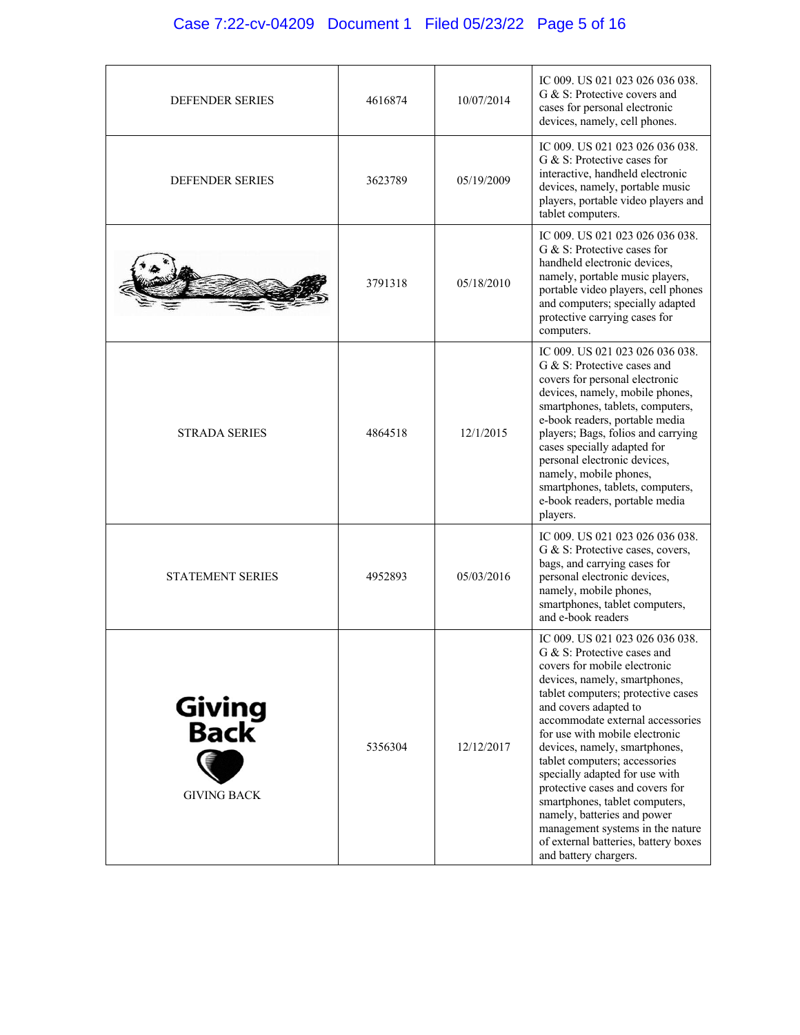| | | | |
|---|---|---|---|
| DEFENDER SERIES | 4616874 | 10/07/2014 | IC 009. US 021 023 026 036 038. G & S: Protective covers and cases for personal electronic devices, namely, cell phones. |
| DEFENDER SERIES | 3623789 | 05/19/2009 | IC 009. US 021 023 026 036 038. G & S: Protective cases for interactive, handheld electronic devices, namely, portable music players, portable video players and tablet computers. |
| | 3791318 | 05/18/2010 | IC 009. US 021 023 026 036 038. G & S: Protective cases for handheld electronic devices, namely, portable music players, portable video players, cell phones and computers; specially adapted protective carrying cases for computers. |
| STRADA SERIES | 4864518 | 12/1/2015 | IC 009. US 021 023 026 036 038. G & S: Protective cases and covers for personal electronic devices, namely, mobile phones, smartphones, tablets, computers, e-book readers, portable media players; Bags, folios and carrying cases specially adapted for personal electronic devices, namely, mobile phones, smartphones, tablets, computers, e-book readers, portable media players. |
| STATEMENT SERIES | 4952893 | 05/03/2016 | IC 009. US 021 023 026 036 038. G & S: Protective cases, covers, bags, and carrying cases for personal electronic devices, namely, mobile phones, smartphones, tablet computers, and e-book readers |
| Giving Back GIVING BACK | 5356304 | 12/12/2017 | IC 009. US 021 023 026 036 038. G & S: Protective cases and covers for mobile electronic devices, namely, smartphones, tablet computers; protective cases and covers adapted to accommodate external accessories for use with mobile electronic devices, namely, smartphones, tablet computers; accessories specially adapted for use with protective cases and covers for smartphones, tablet computers, namely, batteries and power management systems in the nature of external batteries, battery boxes and battery chargers. |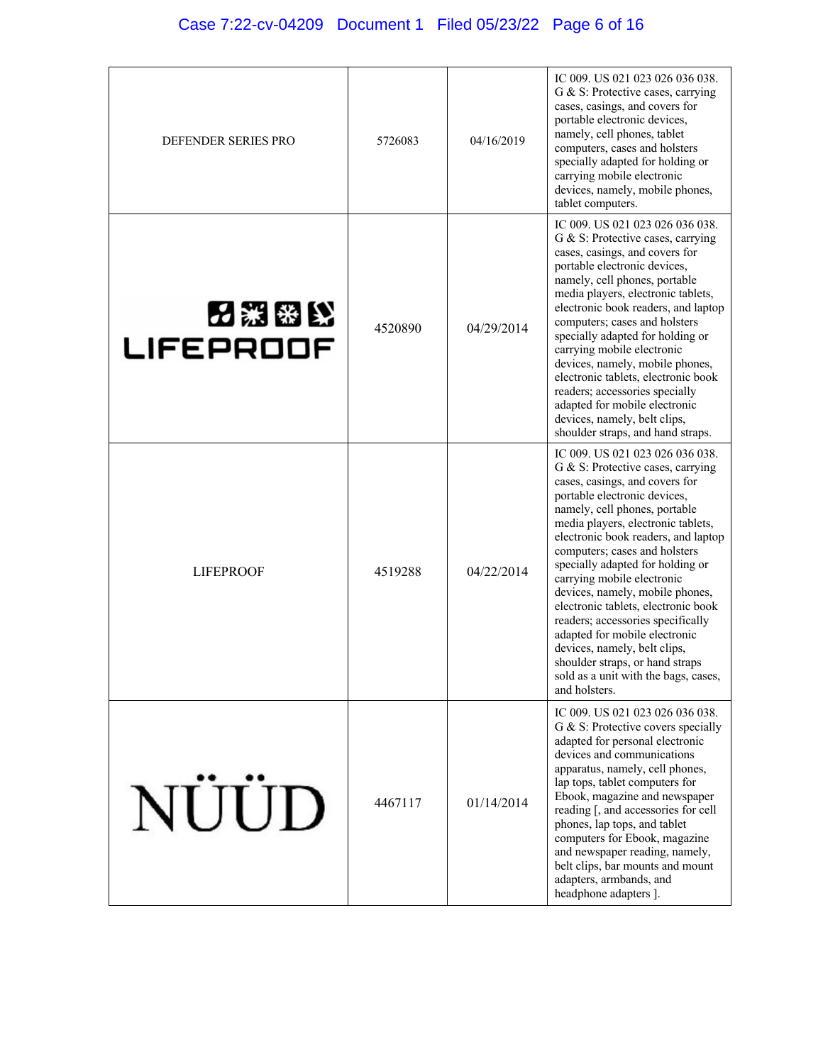| | | | |
|---|---|---|---|
| DEFENDER SERIES PRO | 5726083 | 04/16/2019 | IC 009. US 021 023 026 036 038. G & S: Protective cases, carrying cases, casings, and covers for portable electronic devices, namely, cell phones, tablet computers, cases and holsters specially adapted for holding or carrying mobile electronic devices, namely, mobile phones, tablet computers. |
| LIFEPROOF | 4520890 | 04/29/2014 | IC 009. US 021 023 026 036 038. G & S: Protective cases, carrying cases, casings, and covers for portable electronic devices, namely, cell phones, portable media players, electronic tablets, electronic book readers, and laptop computers; cases and holsters specially adapted for holding or carrying mobile electronic devices, namely, mobile phones, electronic tablets, electronic book readers; accessories specially adapted for mobile electronic devices, namely, belt clips, shoulder straps, and hand straps. |
| LIFEPROOF | 4519288 | 04/22/2014 | IC 009. US 021 023 026 036 038. G & S: Protective cases, carrying cases, casings, and covers for portable electronic devices, namely, cell phones, portable media players, electronic tablets, electronic book readers, and laptop computers; cases and holsters specially adapted for holding or carrying mobile electronic devices, namely, mobile phones, electronic tablets, electronic book readers; accessories specifically adapted for mobile electronic devices, namely, belt clips, shoulder straps, or hand straps sold as a unit with the bags, cases, and holsters. |
| NÜÜD | 4467117 | 01/14/2014 | IC 009. US 021 023 026 036 038. G & S: Protective covers specially adapted for personal electronic devices and communications apparatus, namely, cell phones, lap tops, tablet computers for Ebook, magazine and newspaper reading [, and accessories for cell phones, lap tops, and tablet computers for Ebook, magazine and newspaper reading, namely, belt clips, bar mounts and mount adapters, armbands, and headphone adapters ]. |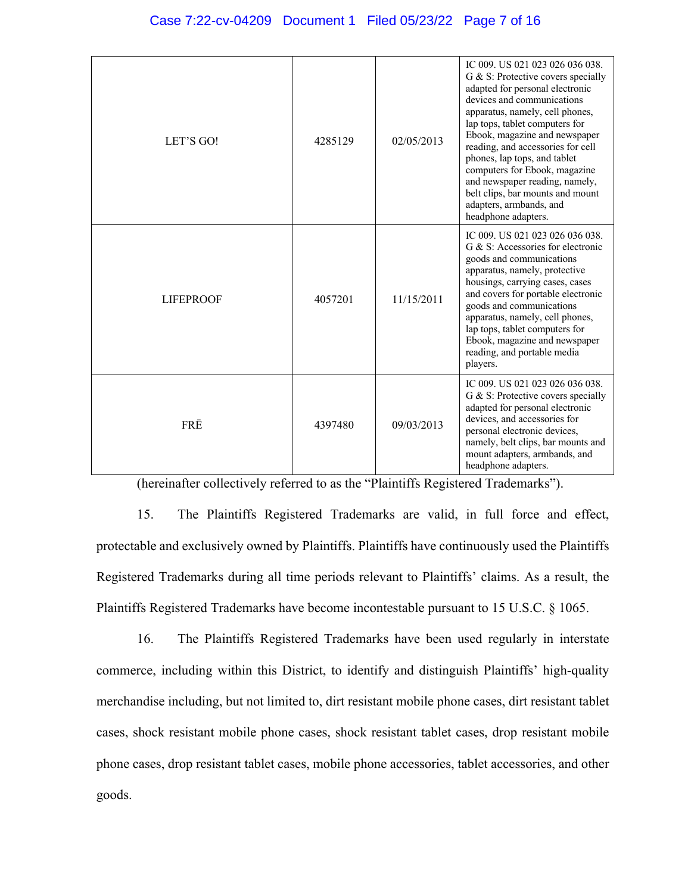| | | | |
|---|---|---|---|
| LET'S GO! | 4285129 | 02/05/2013 | IC 009. US 021 023 026 036 038. G & S: Protective covers specially adapted for personal electronic devices and communications apparatus, namely, cell phones, lap tops, tablet computers for Ebook, magazine and newspaper reading, and accessories for cell phones, lap tops, and tablet computers for Ebook, magazine and newspaper reading, namely, belt clips, bar mounts and mount adapters, armbands, and headphone adapters. |
| LIFEPROOF | 4057201 | 11/15/2011 | IC 009. US 021 023 026 036 038. G & S: Accessories for electronic goods and communications apparatus, namely, protective housings, carrying cases, cases and covers for portable electronic goods and communications apparatus, namely, cell phones, lap tops, tablet computers for Ebook, magazine and newspaper reading, and portable media players. |
| FRĒ | 4397480 | 09/03/2013 | IC 009. US 021 023 026 036 038. G & S: Protective covers specially adapted for personal electronic devices, and accessories for personal electronic devices, namely, belt clips, bar mounts and mount adapters, armbands, and headphone adapters. |

(hereinafter collectively referred to as the "Plaintiffs Registered Trademarks").

15. The Plaintiffs Registered Trademarks are valid, in full force and effect, protectable and exclusively owned by Plaintiffs. Plaintiffs have continuously used the Plaintiffs Registered Trademarks during all time periods relevant to Plaintiffs' claims. As a result, the Plaintiffs Registered Trademarks have become incontestable pursuant to 15 U.S.C. § 1065.

16. The Plaintiffs Registered Trademarks have been used regularly in interstate commerce, including within this District, to identify and distinguish Plaintiffs' high-quality merchandise including, but not limited to, dirt resistant mobile phone cases, dirt resistant tablet cases, shock resistant mobile phone cases, shock resistant tablet cases, drop resistant mobile phone cases, drop resistant tablet cases, mobile phone accessories, tablet accessories, and other goods.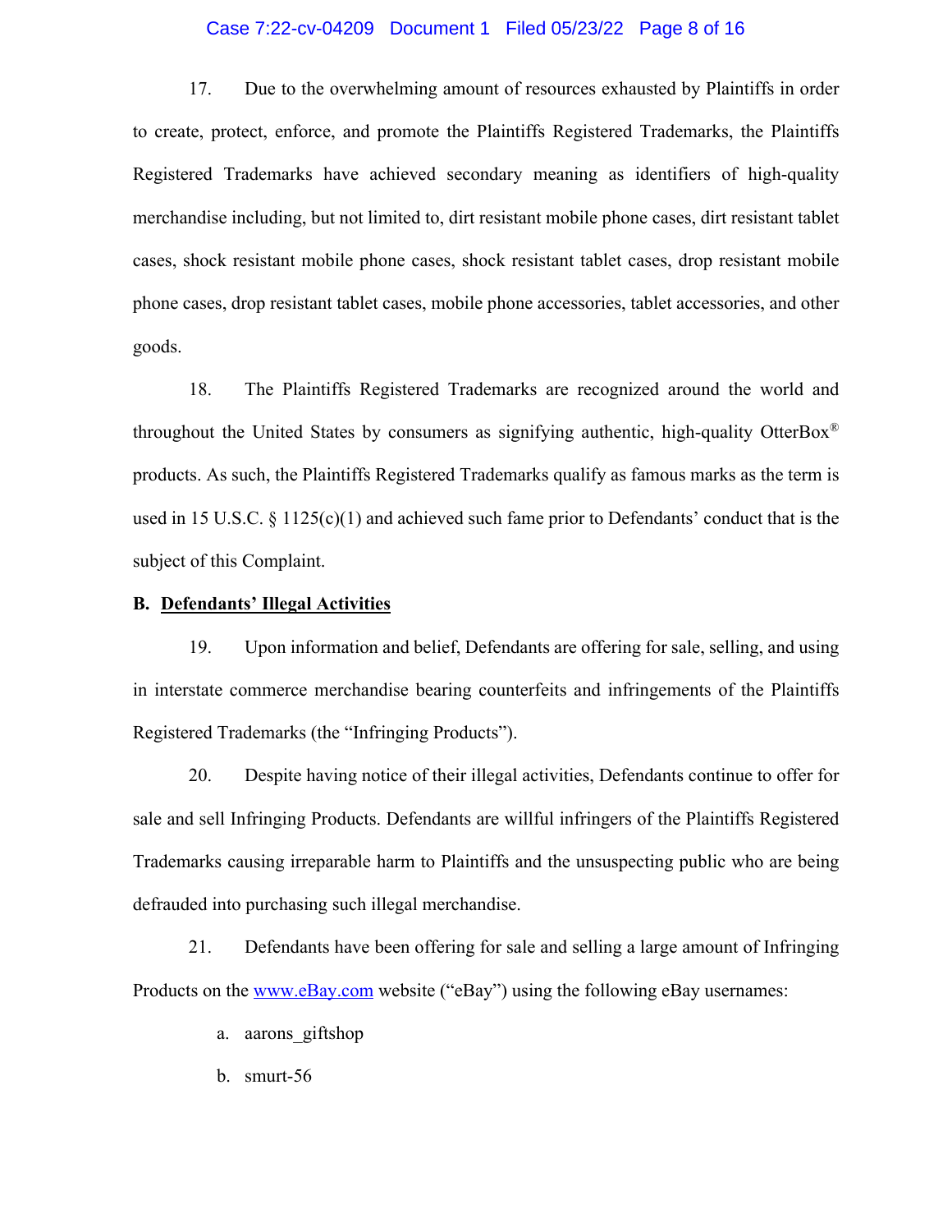17. Due to the overwhelming amount of resources exhausted by Plaintiffs in order to create, protect, enforce, and promote the Plaintiffs Registered Trademarks, the Plaintiffs Registered Trademarks have achieved secondary meaning as identifiers of high-quality merchandise including, but not limited to, dirt resistant mobile phone cases, dirt resistant tablet cases, shock resistant mobile phone cases, shock resistant tablet cases, drop resistant mobile phone cases, drop resistant tablet cases, mobile phone accessories, tablet accessories, and other goods.

18. The Plaintiffs Registered Trademarks are recognized around the world and throughout the United States by consumers as signifying authentic, high-quality OtterBox® products. As such, the Plaintiffs Registered Trademarks qualify as famous marks as the term is used in 15 U.S.C. § 1125(c)(1) and achieved such fame prior to Defendants' conduct that is the subject of this Complaint.

**B. <u>Defendants' Illegal Activities</u>**

19. Upon information and belief, Defendants are offering for sale, selling, and using in interstate commerce merchandise bearing counterfeits and infringements of the Plaintiffs Registered Trademarks (the "Infringing Products").

20. Despite having notice of their illegal activities, Defendants continue to offer for sale and sell Infringing Products. Defendants are willful infringers of the Plaintiffs Registered Trademarks causing irreparable harm to Plaintiffs and the unsuspecting public who are being defrauded into purchasing such illegal merchandise.

21. Defendants have been offering for sale and selling a large amount of Infringing Products on the www.eBay.com website ("eBay") using the following eBay usernames:

a. aarons_giftshop

b. smurt-56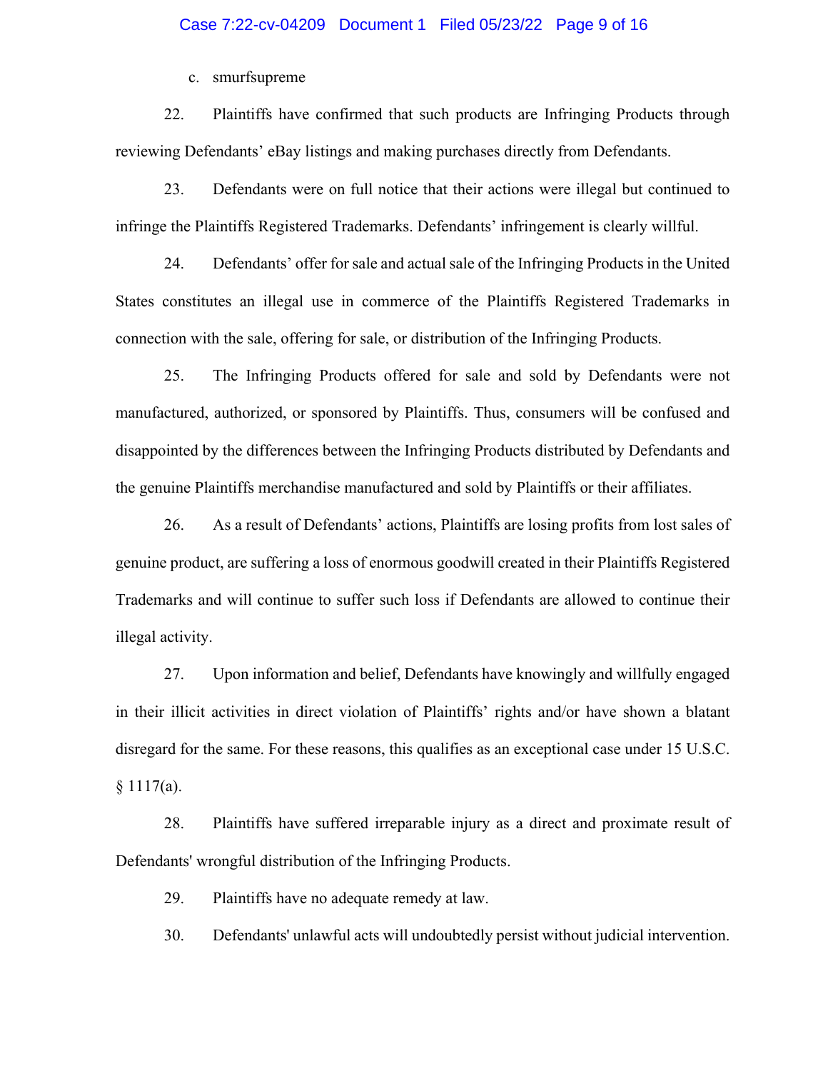c. smurfsupreme

22. Plaintiffs have confirmed that such products are Infringing Products through reviewing Defendants' eBay listings and making purchases directly from Defendants.

23. Defendants were on full notice that their actions were illegal but continued to infringe the Plaintiffs Registered Trademarks. Defendants' infringement is clearly willful.

24. Defendants' offer for sale and actual sale of the Infringing Products in the United States constitutes an illegal use in commerce of the Plaintiffs Registered Trademarks in connection with the sale, offering for sale, or distribution of the Infringing Products.

25. The Infringing Products offered for sale and sold by Defendants were not manufactured, authorized, or sponsored by Plaintiffs. Thus, consumers will be confused and disappointed by the differences between the Infringing Products distributed by Defendants and the genuine Plaintiffs merchandise manufactured and sold by Plaintiffs or their affiliates.

26. As a result of Defendants' actions, Plaintiffs are losing profits from lost sales of genuine product, are suffering a loss of enormous goodwill created in their Plaintiffs Registered Trademarks and will continue to suffer such loss if Defendants are allowed to continue their illegal activity.

27. Upon information and belief, Defendants have knowingly and willfully engaged in their illicit activities in direct violation of Plaintiffs' rights and/or have shown a blatant disregard for the same. For these reasons, this qualifies as an exceptional case under 15 U.S.C. § 1117(a).

28. Plaintiffs have suffered irreparable injury as a direct and proximate result of Defendants' wrongful distribution of the Infringing Products.

29. Plaintiffs have no adequate remedy at law.

30. Defendants' unlawful acts will undoubtedly persist without judicial intervention.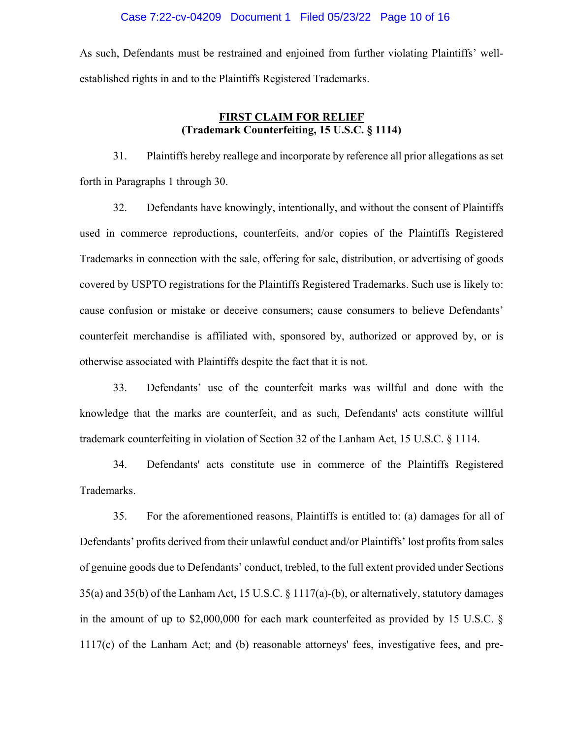As such, Defendants must be restrained and enjoined from further violating Plaintiffs' well-established rights in and to the Plaintiffs Registered Trademarks.

## <u>FIRST CLAIM FOR RELIEF</u>
## (Trademark Counterfeiting, 15 U.S.C. § 1114)

31. Plaintiffs hereby reallege and incorporate by reference all prior allegations as set forth in Paragraphs 1 through 30.

32. Defendants have knowingly, intentionally, and without the consent of Plaintiffs used in commerce reproductions, counterfeits, and/or copies of the Plaintiffs Registered Trademarks in connection with the sale, offering for sale, distribution, or advertising of goods covered by USPTO registrations for the Plaintiffs Registered Trademarks. Such use is likely to: cause confusion or mistake or deceive consumers; cause consumers to believe Defendants' counterfeit merchandise is affiliated with, sponsored by, authorized or approved by, or is otherwise associated with Plaintiffs despite the fact that it is not.

33. Defendants' use of the counterfeit marks was willful and done with the knowledge that the marks are counterfeit, and as such, Defendants' acts constitute willful trademark counterfeiting in violation of Section 32 of the Lanham Act, 15 U.S.C. § 1114.

34. Defendants' acts constitute use in commerce of the Plaintiffs Registered Trademarks.

35. For the aforementioned reasons, Plaintiffs is entitled to: (a) damages for all of Defendants' profits derived from their unlawful conduct and/or Plaintiffs' lost profits from sales of genuine goods due to Defendants' conduct, trebled, to the full extent provided under Sections 35(a) and 35(b) of the Lanham Act, 15 U.S.C. § 1117(a)-(b), or alternatively, statutory damages in the amount of up to $2,000,000 for each mark counterfeited as provided by 15 U.S.C. § 1117(c) of the Lanham Act; and (b) reasonable attorneys' fees, investigative fees, and pre-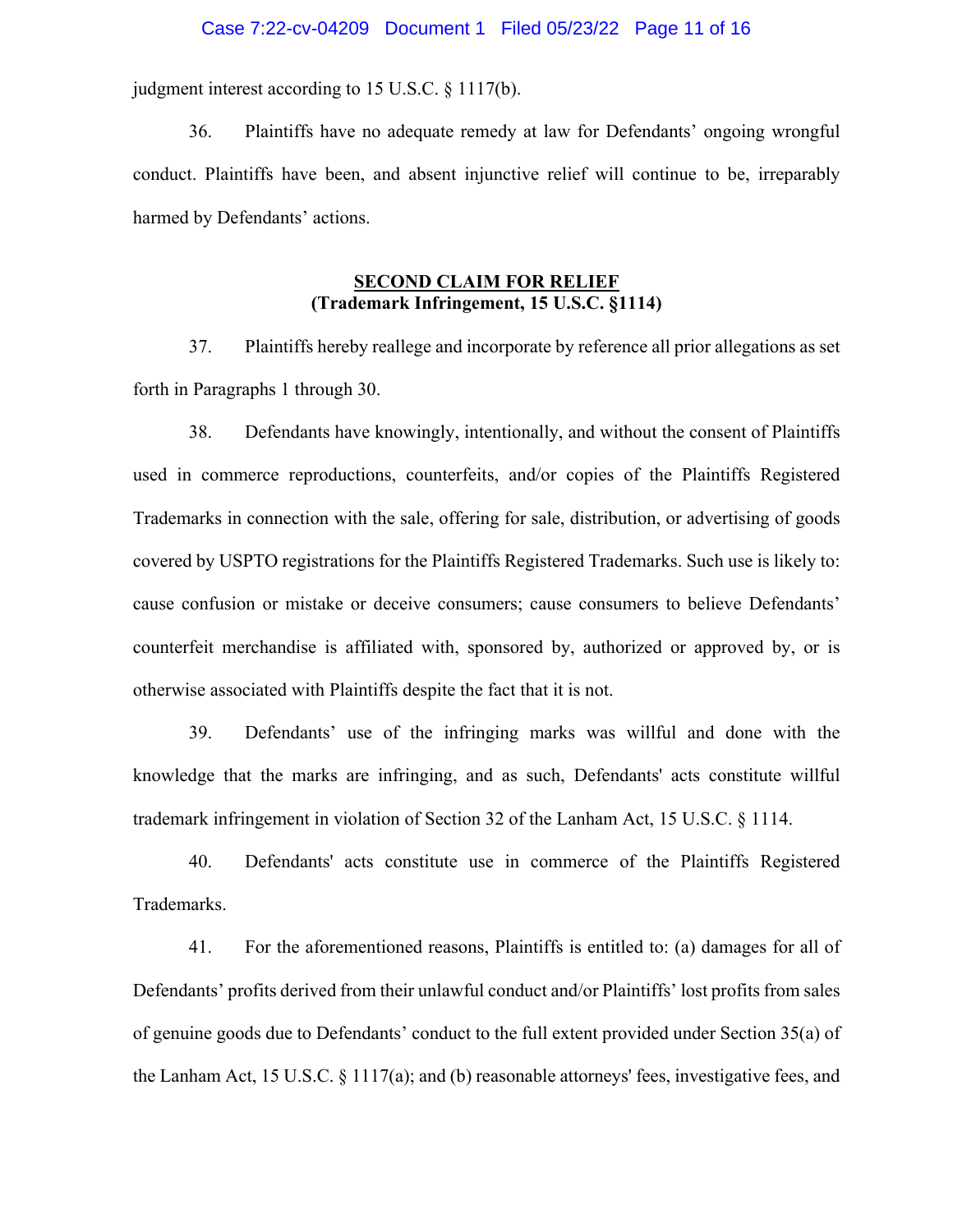judgment interest according to 15 U.S.C. § 1117(b).

36. Plaintiffs have no adequate remedy at law for Defendants' ongoing wrongful conduct. Plaintiffs have been, and absent injunctive relief will continue to be, irreparably harmed by Defendants' actions.

## SECOND CLAIM FOR RELIEF
**(Trademark Infringement, 15 U.S.C. §1114)**

37. Plaintiffs hereby reallege and incorporate by reference all prior allegations as set forth in Paragraphs 1 through 30.

38. Defendants have knowingly, intentionally, and without the consent of Plaintiffs used in commerce reproductions, counterfeits, and/or copies of the Plaintiffs Registered Trademarks in connection with the sale, offering for sale, distribution, or advertising of goods covered by USPTO registrations for the Plaintiffs Registered Trademarks. Such use is likely to: cause confusion or mistake or deceive consumers; cause consumers to believe Defendants' counterfeit merchandise is affiliated with, sponsored by, authorized or approved by, or is otherwise associated with Plaintiffs despite the fact that it is not.

39. Defendants' use of the infringing marks was willful and done with the knowledge that the marks are infringing, and as such, Defendants' acts constitute willful trademark infringement in violation of Section 32 of the Lanham Act, 15 U.S.C. § 1114.

40. Defendants' acts constitute use in commerce of the Plaintiffs Registered Trademarks.

41. For the aforementioned reasons, Plaintiffs is entitled to: (a) damages for all of Defendants' profits derived from their unlawful conduct and/or Plaintiffs' lost profits from sales of genuine goods due to Defendants' conduct to the full extent provided under Section 35(a) of the Lanham Act, 15 U.S.C. § 1117(a); and (b) reasonable attorneys' fees, investigative fees, and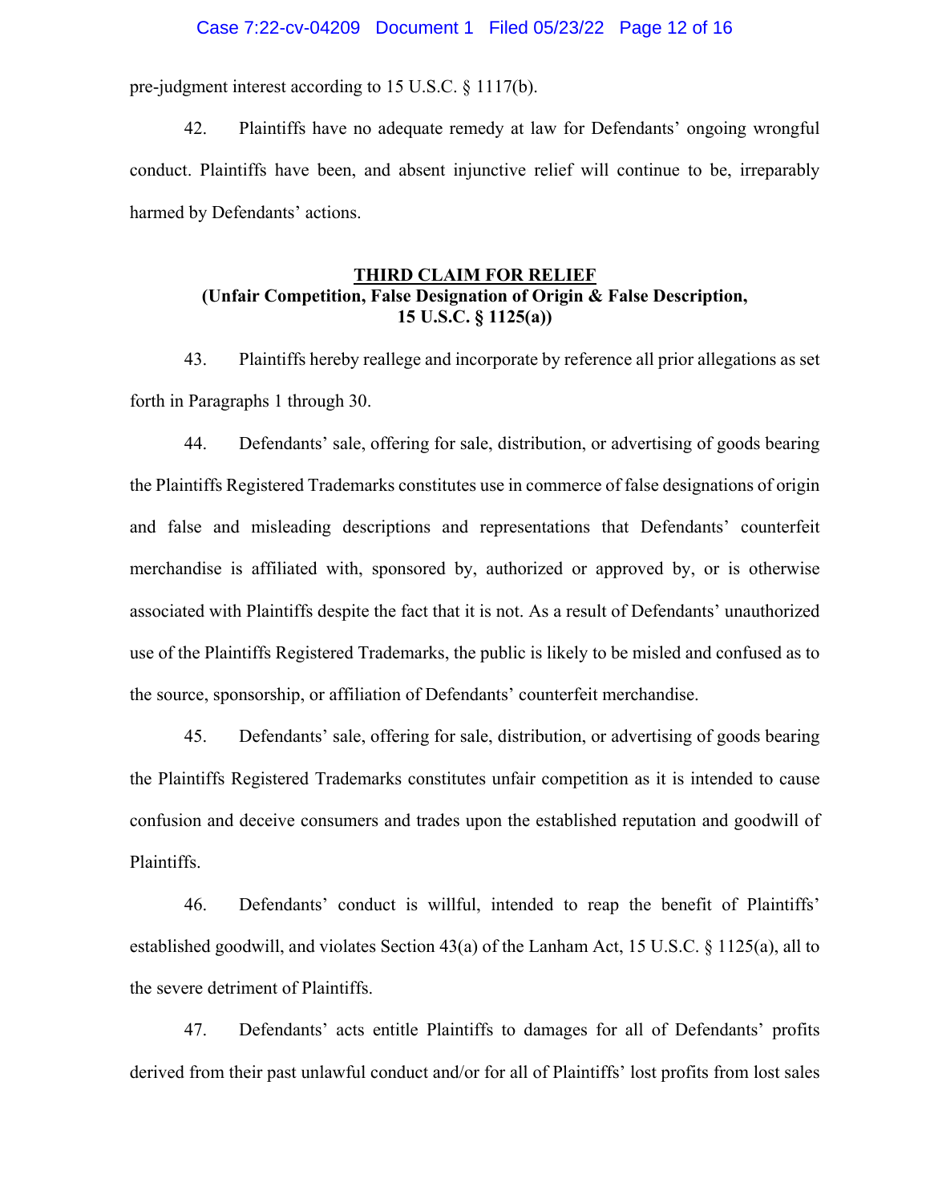pre-judgment interest according to 15 U.S.C. § 1117(b).

42. Plaintiffs have no adequate remedy at law for Defendants' ongoing wrongful conduct. Plaintiffs have been, and absent injunctive relief will continue to be, irreparably harmed by Defendants' actions.

**THIRD CLAIM FOR RELIEF**
**(Unfair Competition, False Designation of Origin & False Description, 15 U.S.C. § 1125(a))**

43. Plaintiffs hereby reallege and incorporate by reference all prior allegations as set forth in Paragraphs 1 through 30.

44. Defendants' sale, offering for sale, distribution, or advertising of goods bearing the Plaintiffs Registered Trademarks constitutes use in commerce of false designations of origin and false and misleading descriptions and representations that Defendants' counterfeit merchandise is affiliated with, sponsored by, authorized or approved by, or is otherwise associated with Plaintiffs despite the fact that it is not. As a result of Defendants' unauthorized use of the Plaintiffs Registered Trademarks, the public is likely to be misled and confused as to the source, sponsorship, or affiliation of Defendants' counterfeit merchandise.

45. Defendants' sale, offering for sale, distribution, or advertising of goods bearing the Plaintiffs Registered Trademarks constitutes unfair competition as it is intended to cause confusion and deceive consumers and trades upon the established reputation and goodwill of Plaintiffs.

46. Defendants' conduct is willful, intended to reap the benefit of Plaintiffs' established goodwill, and violates Section 43(a) of the Lanham Act, 15 U.S.C. § 1125(a), all to the severe detriment of Plaintiffs.

47. Defendants' acts entitle Plaintiffs to damages for all of Defendants' profits derived from their past unlawful conduct and/or for all of Plaintiffs' lost profits from lost sales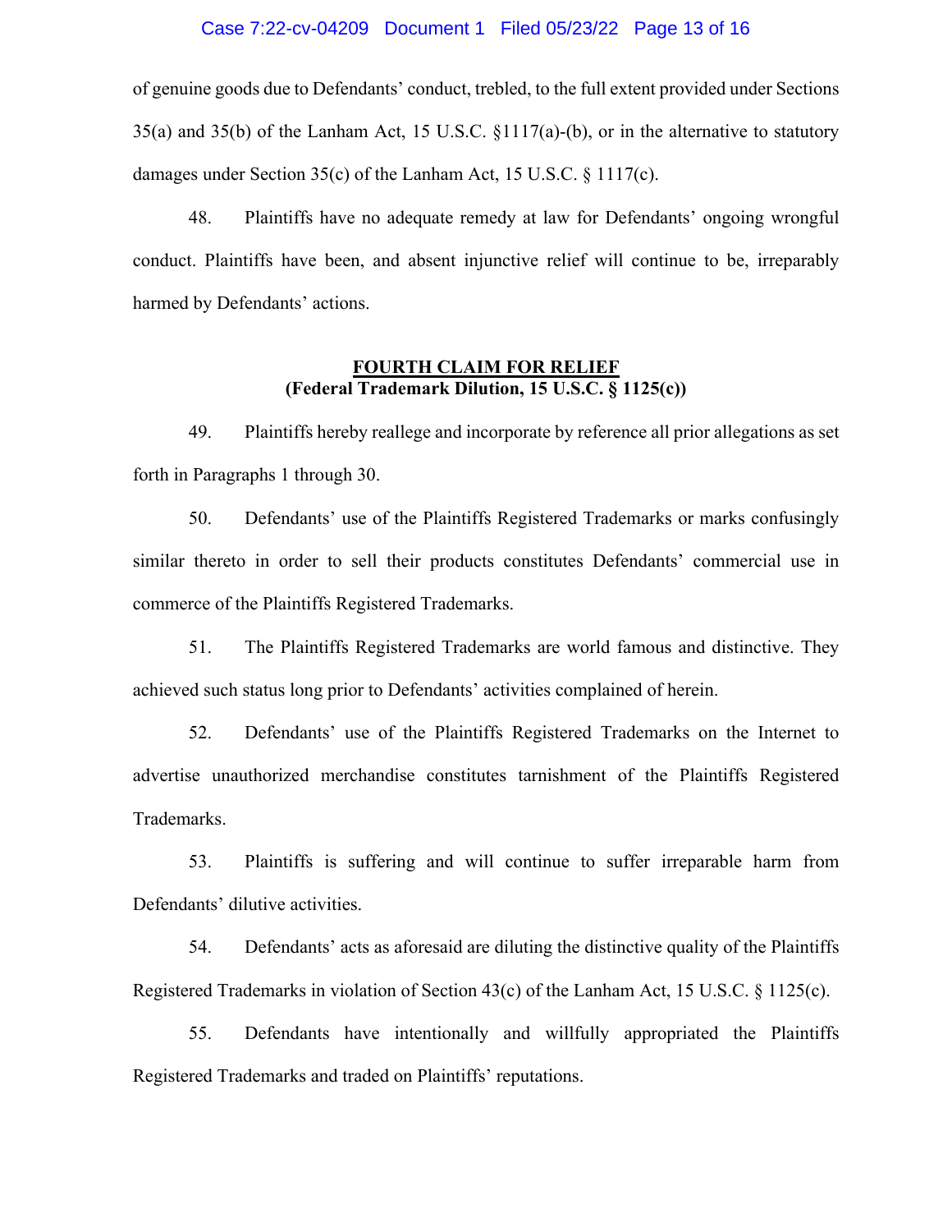of genuine goods due to Defendants' conduct, trebled, to the full extent provided under Sections 35(a) and 35(b) of the Lanham Act, 15 U.S.C. §1117(a)-(b), or in the alternative to statutory damages under Section 35(c) of the Lanham Act, 15 U.S.C. § 1117(c).

48. Plaintiffs have no adequate remedy at law for Defendants' ongoing wrongful conduct. Plaintiffs have been, and absent injunctive relief will continue to be, irreparably harmed by Defendants' actions.

**FOURTH CLAIM FOR RELIEF**
**(Federal Trademark Dilution, 15 U.S.C. § 1125(c))**

49. Plaintiffs hereby reallege and incorporate by reference all prior allegations as set forth in Paragraphs 1 through 30.

50. Defendants' use of the Plaintiffs Registered Trademarks or marks confusingly similar thereto in order to sell their products constitutes Defendants' commercial use in commerce of the Plaintiffs Registered Trademarks.

51. The Plaintiffs Registered Trademarks are world famous and distinctive. They achieved such status long prior to Defendants' activities complained of herein.

52. Defendants' use of the Plaintiffs Registered Trademarks on the Internet to advertise unauthorized merchandise constitutes tarnishment of the Plaintiffs Registered Trademarks.

53. Plaintiffs is suffering and will continue to suffer irreparable harm from Defendants' dilutive activities.

54. Defendants' acts as aforesaid are diluting the distinctive quality of the Plaintiffs Registered Trademarks in violation of Section 43(c) of the Lanham Act, 15 U.S.C. § 1125(c).

55. Defendants have intentionally and willfully appropriated the Plaintiffs Registered Trademarks and traded on Plaintiffs' reputations.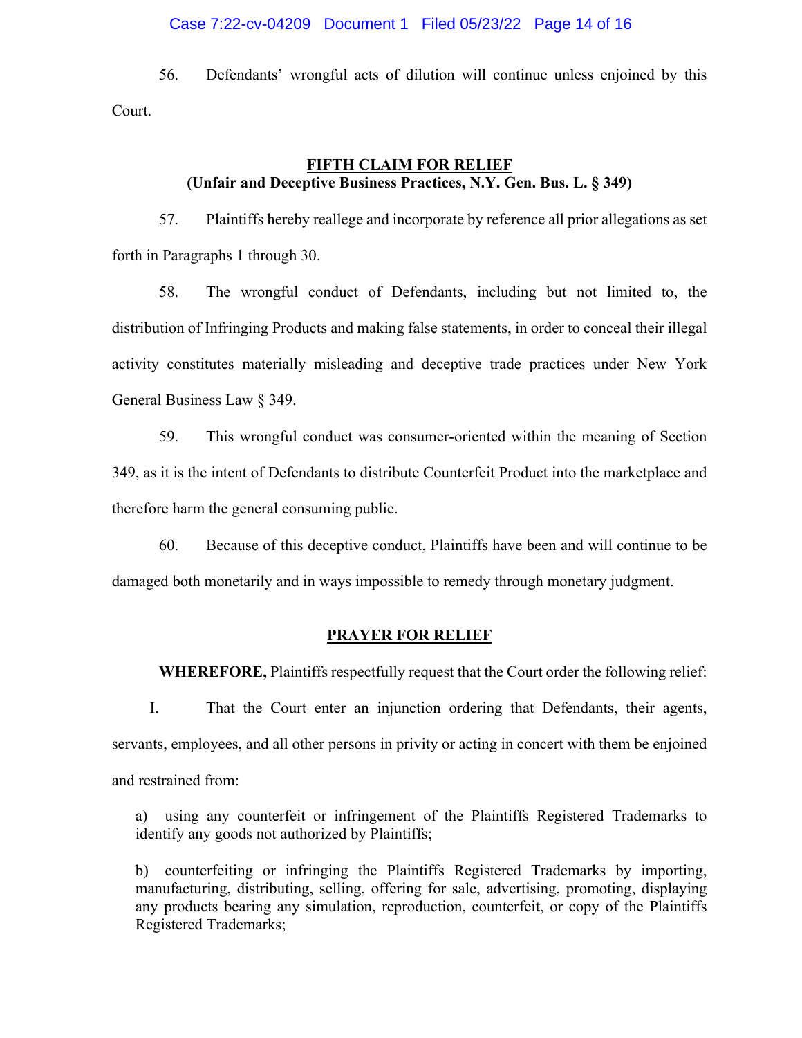56. Defendants' wrongful acts of dilution will continue unless enjoined by this Court.

**FIFTH CLAIM FOR RELIEF**
**(Unfair and Deceptive Business Practices, N.Y. Gen. Bus. L. § 349)**

57. Plaintiffs hereby reallege and incorporate by reference all prior allegations as set forth in Paragraphs 1 through 30.

58. The wrongful conduct of Defendants, including but not limited to, the distribution of Infringing Products and making false statements, in order to conceal their illegal activity constitutes materially misleading and deceptive trade practices under New York General Business Law § 349.

59. This wrongful conduct was consumer-oriented within the meaning of Section 349, as it is the intent of Defendants to distribute Counterfeit Product into the marketplace and therefore harm the general consuming public.

60. Because of this deceptive conduct, Plaintiffs have been and will continue to be damaged both monetarily and in ways impossible to remedy through monetary judgment.

**PRAYER FOR RELIEF**

**WHEREFORE,** Plaintiffs respectfully request that the Court order the following relief:

I. That the Court enter an injunction ordering that Defendants, their agents, servants, employees, and all other persons in privity or acting in concert with them be enjoined and restrained from:

a) using any counterfeit or infringement of the Plaintiffs Registered Trademarks to identify any goods not authorized by Plaintiffs;

b) counterfeiting or infringing the Plaintiffs Registered Trademarks by importing, manufacturing, distributing, selling, offering for sale, advertising, promoting, displaying any products bearing any simulation, reproduction, counterfeit, or copy of the Plaintiffs Registered Trademarks;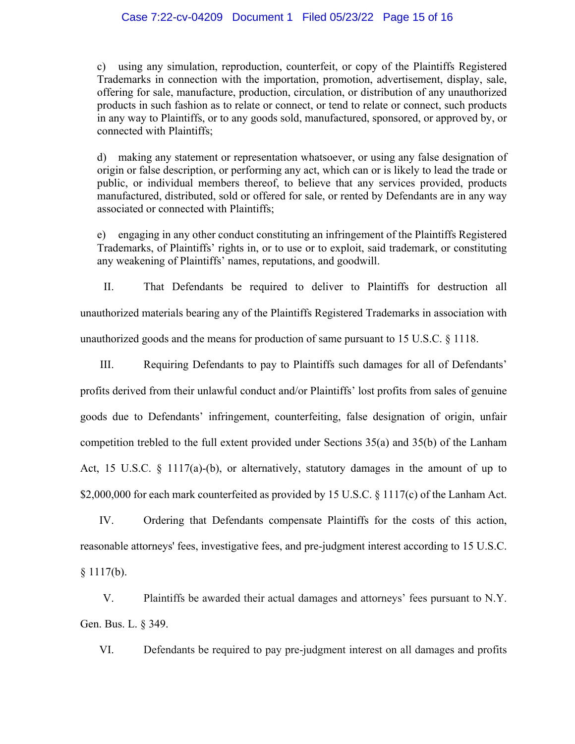c) using any simulation, reproduction, counterfeit, or copy of the Plaintiffs Registered Trademarks in connection with the importation, promotion, advertisement, display, sale, offering for sale, manufacture, production, circulation, or distribution of any unauthorized products in such fashion as to relate or connect, or tend to relate or connect, such products in any way to Plaintiffs, or to any goods sold, manufactured, sponsored, or approved by, or connected with Plaintiffs;

d) making any statement or representation whatsoever, or using any false designation of origin or false description, or performing any act, which can or is likely to lead the trade or public, or individual members thereof, to believe that any services provided, products manufactured, distributed, sold or offered for sale, or rented by Defendants are in any way associated or connected with Plaintiffs;

e) engaging in any other conduct constituting an infringement of the Plaintiffs Registered Trademarks, of Plaintiffs' rights in, or to use or to exploit, said trademark, or constituting any weakening of Plaintiffs' names, reputations, and goodwill.

II. That Defendants be required to deliver to Plaintiffs for destruction all unauthorized materials bearing any of the Plaintiffs Registered Trademarks in association with unauthorized goods and the means for production of same pursuant to 15 U.S.C. § 1118.

III. Requiring Defendants to pay to Plaintiffs such damages for all of Defendants' profits derived from their unlawful conduct and/or Plaintiffs' lost profits from sales of genuine goods due to Defendants' infringement, counterfeiting, false designation of origin, unfair competition trebled to the full extent provided under Sections 35(a) and 35(b) of the Lanham Act, 15 U.S.C. § 1117(a)-(b), or alternatively, statutory damages in the amount of up to $2,000,000 for each mark counterfeited as provided by 15 U.S.C. § 1117(c) of the Lanham Act.

IV. Ordering that Defendants compensate Plaintiffs for the costs of this action, reasonable attorneys' fees, investigative fees, and pre-judgment interest according to 15 U.S.C. § 1117(b).

V. Plaintiffs be awarded their actual damages and attorneys' fees pursuant to N.Y. Gen. Bus. L. § 349.

VI. Defendants be required to pay pre-judgment interest on all damages and profits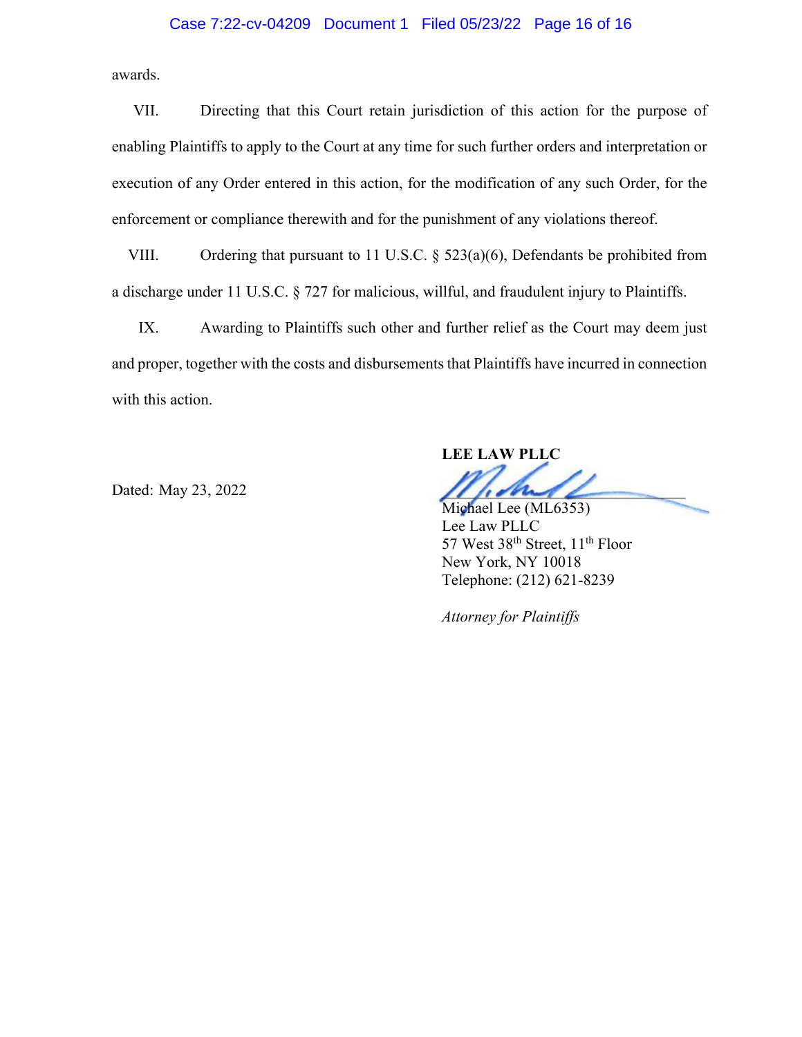awards.

VII. Directing that this Court retain jurisdiction of this action for the purpose of enabling Plaintiffs to apply to the Court at any time for such further orders and interpretation or execution of any Order entered in this action, for the modification of any such Order, for the enforcement or compliance therewith and for the punishment of any violations thereof.

VIII. Ordering that pursuant to 11 U.S.C. § 523(a)(6), Defendants be prohibited from a discharge under 11 U.S.C. § 727 for malicious, willful, and fraudulent injury to Plaintiffs.

IX. Awarding to Plaintiffs such other and further relief as the Court may deem just and proper, together with the costs and disbursements that Plaintiffs have incurred in connection with this action.

Dated: May 23, 2022

**LEE LAW PLLC**

\_\_\_\_\_\_\_\_\_\_\_\_\_\_\_\_\_\_\_\_\_\_\_\_\_\_\_\_

Michael Lee (ML6353)
Lee Law PLLC
57 West 38th Street, 11th Floor
New York, NY 10018
Telephone: (212) 621-8239

*Attorney for Plaintiffs*